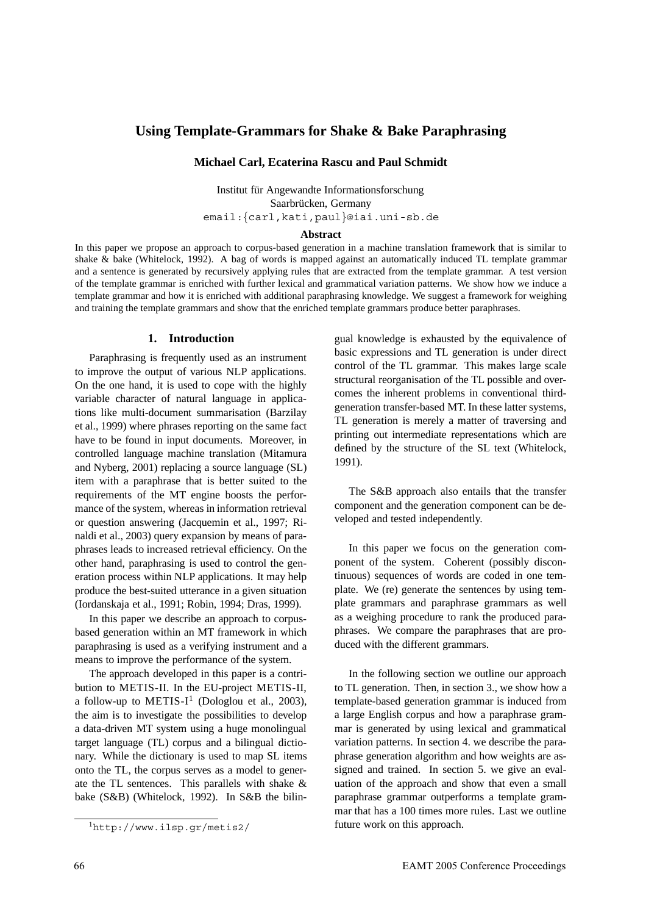# Using Template-Grammars for Shake & Bake Paraphrasing

**Michael Carl, Ecaterina Rascu and Paul Schmidt**

Institut für Angewandte Informationsforschung
Saarbrücken, Germany
email:{carl,kati,paul}@iai.uni-sb.de

### Abstract

In this paper we propose an approach to corpus-based generation in a machine translation framework that is similar to shake & bake (Whitelock, 1992). A bag of words is mapped against an automatically induced TL template grammar and a sentence is generated by recursively applying rules that are extracted from the template grammar. A test version of the template grammar is enriched with further lexical and grammatical variation patterns. We show how we induce a template grammar and how it is enriched with additional paraphrasing knowledge. We suggest a framework for weighing and training the template grammars and show that the enriched template grammars produce better paraphrases.

## 1. Introduction

Paraphrasing is frequently used as an instrument to improve the output of various NLP applications. On the one hand, it is used to cope with the highly variable character of natural language in applications like multi-document summarisation (Barzilay et al., 1999) where phrases reporting on the same fact have to be found in input documents. Moreover, in controlled language machine translation (Mitamura and Nyberg, 2001) replacing a source language (SL) item with a paraphrase that is better suited to the requirements of the MT engine boosts the performance of the system, whereas in information retrieval or question answering (Jacquemin et al., 1997; Rinaldi et al., 2003) query expansion by means of paraphrases leads to increased retrieval efficiency. On the other hand, paraphrasing is used to control the generation process within NLP applications. It may help produce the best-suited utterance in a given situation (Iordanskaja et al., 1991; Robin, 1994; Dras, 1999).

In this paper we describe an approach to corpus-based generation within an MT framework in which paraphrasing is used as a verifying instrument and a means to improve the performance of the system.

The approach developed in this paper is a contribution to METIS-II. In the EU-project METIS-II, a follow-up to METIS-I[1] (Dologlou et al., 2003), the aim is to investigate the possibilities to develop a data-driven MT system using a huge monolingual target language (TL) corpus and a bilingual dictionary. While the dictionary is used to map SL items onto the TL, the corpus serves as a model to generate the TL sentences. This parallels with shake & bake (S&B) (Whitelock, 1992). In S&B the bilingual knowledge is exhausted by the equivalence of basic expressions and TL generation is under direct control of the TL grammar. This makes large scale structural reorganisation of the TL possible and overcomes the inherent problems in conventional third-generation transfer-based MT. In these latter systems, TL generation is merely a matter of traversing and printing out intermediate representations which are defined by the structure of the SL text (Whitelock, 1991).

The S&B approach also entails that the transfer component and the generation component can be developed and tested independently.

In this paper we focus on the generation component of the system. Coherent (possibly discontinuous) sequences of words are coded in one template. We (re) generate the sentences by using template grammars and paraphrase grammars as well as a weighing procedure to rank the produced paraphrases. We compare the paraphrases that are produced with the different grammars.

In the following section we outline our approach to TL generation. Then, in section 3., we show how a template-based generation grammar is induced from a large English corpus and how a paraphrase grammar is generated by using lexical and grammatical variation patterns. In section 4. we describe the paraphrase generation algorithm and how weights are assigned and trained. In section 5. we give an evaluation of the approach and show that even a small paraphrase grammar outperforms a template grammar that has a 100 times more rules. Last we outline future work on this approach.

[1] http://www.ilsp.gr/metis2/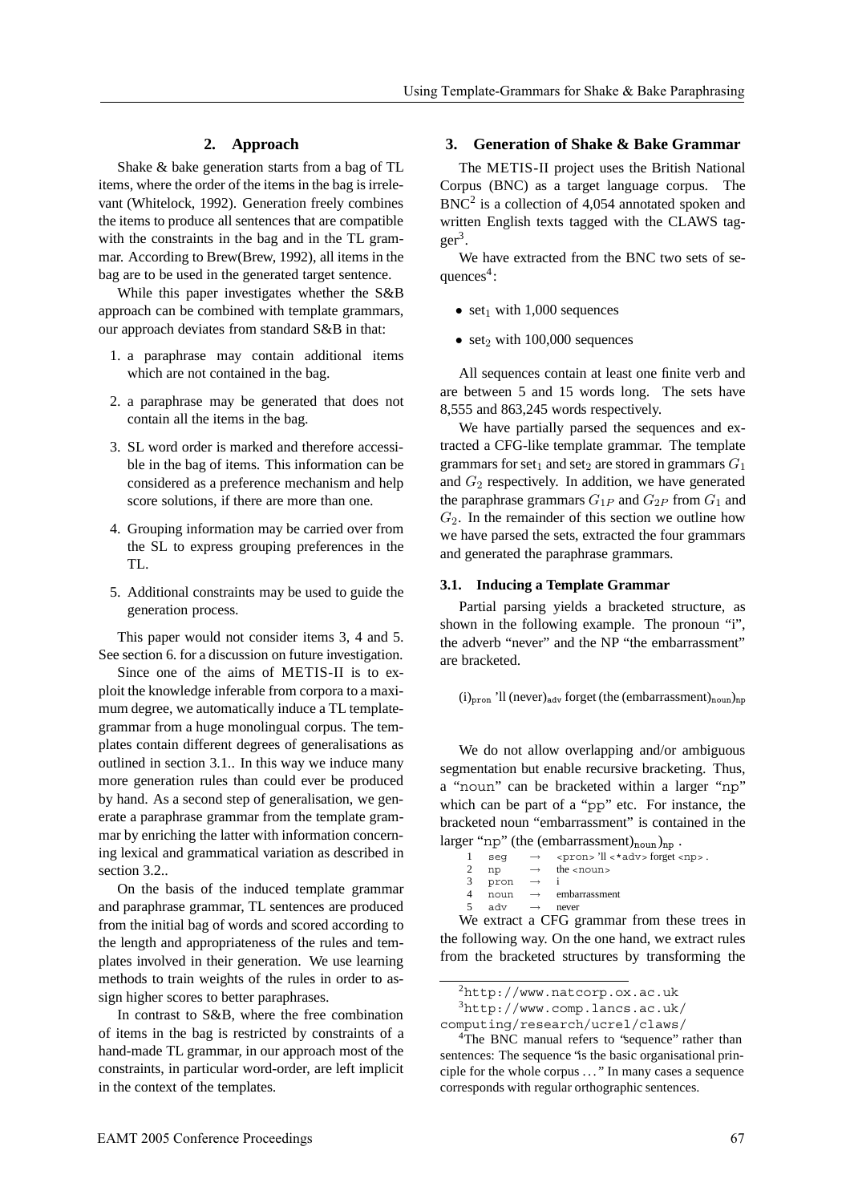## 2. Approach

Shake & bake generation starts from a bag of TL items, where the order of the items in the bag is irrelevant (Whitelock, 1992). Generation freely combines the items to produce all sentences that are compatible with the constraints in the bag and in the TL grammar. According to Brew(Brew, 1992), all items in the bag are to be used in the generated target sentence.

While this paper investigates whether the S&B approach can be combined with template grammars, our approach deviates from standard S&B in that:

1. a paraphrase may contain additional items which are not contained in the bag.
2. a paraphrase may be generated that does not contain all the items in the bag.
3. SL word order is marked and therefore accessible in the bag of items. This information can be considered as a preference mechanism and help score solutions, if there are more than one.
4. Grouping information may be carried over from the SL to express grouping preferences in the TL.
5. Additional constraints may be used to guide the generation process.

This paper would not consider items 3, 4 and 5. See section 6. for a discussion on future investigation.

Since one of the aims of METIS-II is to exploit the knowledge inferable from corpora to a maximum degree, we automatically induce a TL template-grammar from a huge monolingual corpus. The templates contain different degrees of generalisations as outlined in section 3.1.. In this way we induce many more generation rules than could ever be produced by hand. As a second step of generalisation, we generate a paraphrase grammar from the template grammar by enriching the latter with information concerning lexical and grammatical variation as described in section 3.2..

On the basis of the induced template grammar and paraphrase grammar, TL sentences are produced from the initial bag of words and scored according to the length and appropriateness of the rules and templates involved in their generation. We use learning methods to train weights of the rules in order to assign higher scores to better paraphrases.

In contrast to S&B, where the free combination of items in the bag is restricted by constraints of a hand-made TL grammar, in our approach most of the constraints, in particular word-order, are left implicit in the context of the templates.

## 3. Generation of Shake & Bake Grammar

The METIS-II project uses the British National Corpus (BNC) as a target language corpus. The BNC[2] is a collection of 4,054 annotated spoken and written English texts tagged with the CLAWS tagger[3].

We have extracted from the BNC two sets of sequences[4]:

- $\text{set}_1$ with 1,000 sequences
- $\text{set}_2$ with 100,000 sequences

All sequences contain at least one finite verb and are between 5 and 15 words long. The sets have 8,555 and 863,245 words respectively.

We have partially parsed the sequences and extracted a CFG-like template grammar. The template grammars for $\text{set}_1$ and $\text{set}_2$ are stored in grammars $G_1$ and $G_2$ respectively. In addition, we have generated the paraphrase grammars $G_{1P}$ and $G_{2P}$ from $G_1$ and $G_2$. In the remainder of this section we outline how we have parsed the sets, extracted the four grammars and generated the paraphrase grammars.

### 3.1. Inducing a Template Grammar

Partial parsing yields a bracketed structure, as shown in the following example. The pronoun "i", the adverb "never" and the NP "the embarrassment" are bracketed.

$(\text{i})_{\texttt{pron}}$ 'll $(\text{never})_{\texttt{adv}}$ forget $(\text{the } (\text{embarrassment})_{\texttt{noun}})_{\texttt{np}}$

We do not allow overlapping and/or ambiguous segmentation but enable recursive bracketing. Thus, a "noun" can be bracketed within a larger "np" which can be part of a "pp" etc. For instance, the bracketed noun "embarrassment" is contained in the larger "np" $(\text{the } (\text{embarrassment})_{\texttt{noun}})_{\texttt{np}}$ .

| | | | |
|---|---|---|---|
| 1 | seg | → | <pron> 'll <*adv> forget <np> . |
| 2 | np | → | the <noun> |
| 3 | pron | → | i |
| 4 | noun | → | embarrassment |
| 5 | adv | → | never |

We extract a CFG grammar from these trees in the following way. On the one hand, we extract rules from the bracketed structures by transforming the

[2] http://www.natcorp.ox.ac.uk

[3] http://www.comp.lancs.ac.uk/computing/research/ucrel/claws/

[4] The BNC manual refers to "sequence" rather than sentences: The sequence "is the basic organisational principle for the whole corpus ..." In many cases a sequence corresponds with regular orthographic sentences.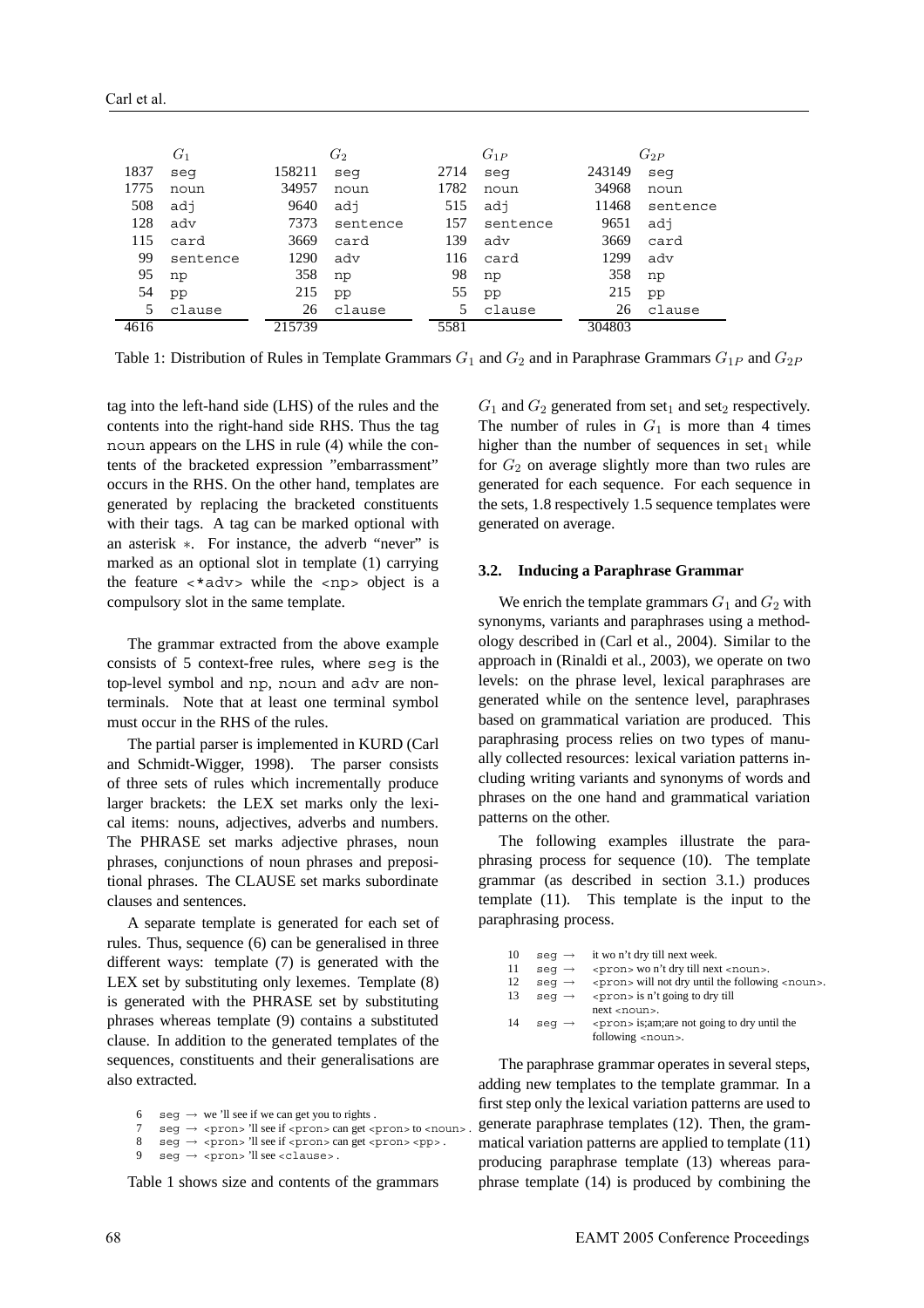| $G_1$ | | $G_2$ | | $G_{1P}$ | | $G_{2P}$ | |
|---|---|---|---|---|---|---|---|
| 1837 | seg | 158211 | seg | 2714 | seg | 243149 | seg |
| 1775 | noun | 34957 | noun | 1782 | noun | 34968 | noun |
| 508 | adj | 9640 | adj | 515 | adj | 11468 | sentence |
| 128 | adv | 7373 | sentence | 157 | sentence | 9651 | adj |
| 115 | card | 3669 | card | 139 | adv | 3669 | card |
| 99 | sentence | 1290 | adv | 116 | card | 1299 | adv |
| 95 | np | 358 | np | 98 | np | 358 | np |
| 54 | pp | 215 | pp | 55 | pp | 215 | pp |
| 5 | clause | 26 | clause | 5 | clause | 26 | clause |
| 4616 | | 215739 | | 5581 | | 304803 | |

Table 1: Distribution of Rules in Template Grammars $G_1$ and $G_2$ and in Paraphrase Grammars $G_{1P}$ and $G_{2P}$

tag into the left-hand side (LHS) of the rules and the contents into the right-hand side RHS. Thus the tag noun appears on the LHS in rule (4) while the contents of the bracketed expression "embarrassment" occurs in the RHS. On the other hand, templates are generated by replacing the bracketed constituents with their tags. A tag can be marked optional with an asterisk $*$. For instance, the adverb "never" is marked as an optional slot in template (1) carrying the feature <*adv> while the <np> object is a compulsory slot in the same template.

The grammar extracted from the above example consists of 5 context-free rules, where seg is the top-level symbol and np, noun and adv are nonterminals. Note that at least one terminal symbol must occur in the RHS of the rules.

The partial parser is implemented in KURD (Carl and Schmidt-Wigger, 1998). The parser consists of three sets of rules which incrementally produce larger brackets: the LEX set marks only the lexical items: nouns, adjectives, adverbs and numbers. The PHRASE set marks adjective phrases, noun phrases, conjunctions of noun phrases and prepositional phrases. The CLAUSE set marks subordinate clauses and sentences.

A separate template is generated for each set of rules. Thus, sequence (6) can be generalised in three different ways: template (7) is generated with the LEX set by substituting only lexemes. Template (8) is generated with the PHRASE set by substituting phrases whereas template (9) contains a substituted clause. In addition to the generated templates of the sequences, constituents and their generalisations are also extracted.

6 seg → we 'll see if we can get you to rights .
7 seg → <pron> 'll see if <pron> can get <pron> to <noun> .
8 seg → <pron> 'll see if <pron> can get <pron> <pp> .
9 seg → <pron> 'll see <clause> .

Table 1 shows size and contents of the grammars $G_1$ and $G_2$ generated from $\text{set}_1$ and $\text{set}_2$ respectively. The number of rules in $G_1$ is more than 4 times higher than the number of sequences in $\text{set}_1$ while for $G_2$ on average slightly more than two rules are generated for each sequence. For each sequence in the sets, 1.8 respectively 1.5 sequence templates were generated on average.

### 3.2. Inducing a Paraphrase Grammar

We enrich the template grammars $G_1$ and $G_2$ with synonyms, variants and paraphrases using a methodology described in (Carl et al., 2004). Similar to the approach in (Rinaldi et al., 2003), we operate on two levels: on the phrase level, lexical paraphrases are generated while on the sentence level, paraphrases based on grammatical variation are produced. This paraphrasing process relies on two types of manually collected resources: lexical variation patterns including writing variants and synonyms of words and phrases on the one hand and grammatical variation patterns on the other.

The following examples illustrate the paraphrasing process for sequence (10). The template grammar (as described in section 3.1.) produces template (11). This template is the input to the paraphrasing process.

10 seg → it wo n't dry till next week.
11 seg → <pron> wo n't dry till next <noun>.
12 seg → <pron> will not dry until the following <noun>.
13 seg → <pron> is n't going to dry till next <noun>.
14 seg → <pron> is;am;are not going to dry until the following <noun>.

The paraphrase grammar operates in several steps, adding new templates to the template grammar. In a first step only the lexical variation patterns are used to generate paraphrase templates (12). Then, the grammatical variation patterns are applied to template (11) producing paraphrase template (13) whereas paraphrase template (14) is produced by combining the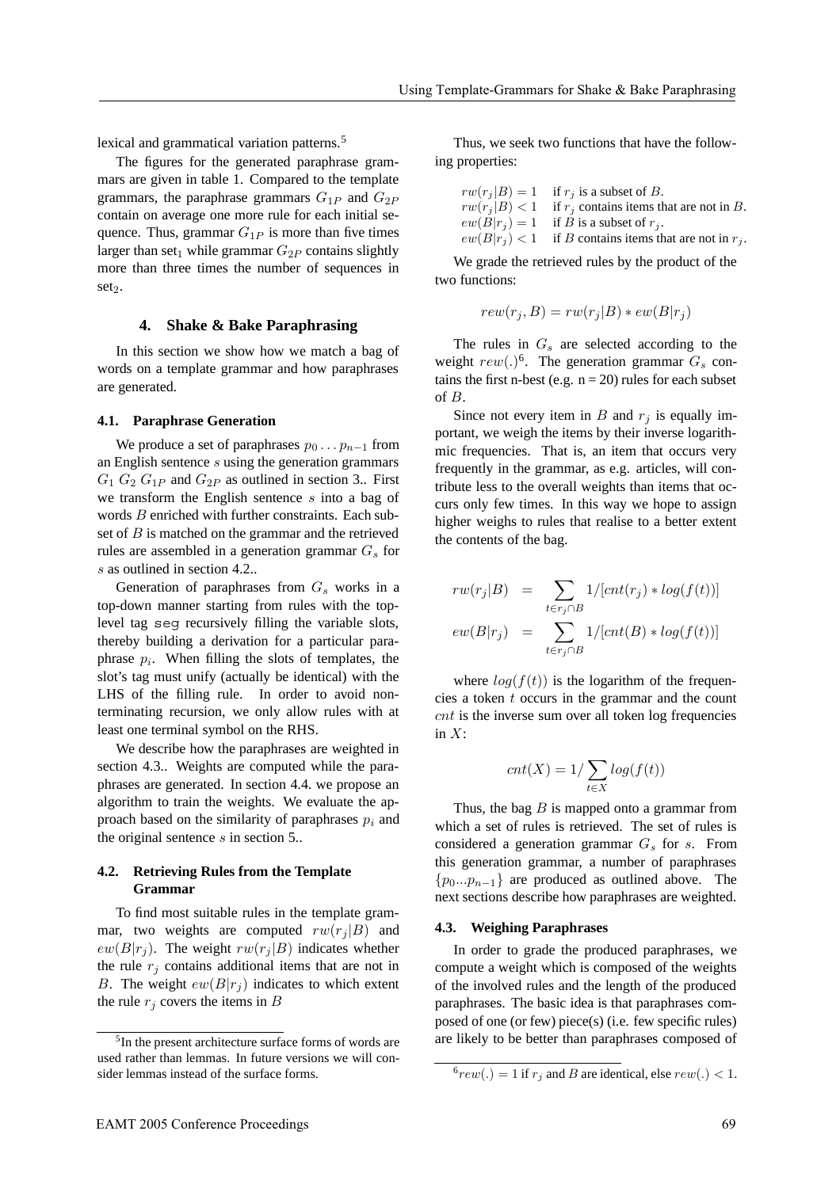lexical and grammatical variation patterns.[5]

The figures for the generated paraphrase grammars are given in table 1. Compared to the template grammars, the paraphrase grammars $G_{1P}$ and $G_{2P}$ contain on average one more rule for each initial sequence. Thus, grammar $G_{1P}$ is more than five times larger than set$_1$ while grammar $G_{2P}$ contains slightly more than three times the number of sequences in set$_2$.

## 4. Shake & Bake Paraphrasing

In this section we show how we match a bag of words on a template grammar and how paraphrases are generated.

### 4.1. Paraphrase Generation

We produce a set of paraphrases $p_0 \ldots p_{n-1}$ from an English sentence $s$ using the generation grammars $G_1$ $G_2$ $G_{1P}$ and $G_{2P}$ as outlined in section 3.. First we transform the English sentence $s$ into a bag of words $B$ enriched with further constraints. Each subset of $B$ is matched on the grammar and the retrieved rules are assembled in a generation grammar $G_s$ for $s$ as outlined in section 4.2..

Generation of paraphrases from $G_s$ works in a top-down manner starting from rules with the top-level tag `seg` recursively filling the variable slots, thereby building a derivation for a particular paraphrase $p_i$. When filling the slots of templates, the slot's tag must unify (actually be identical) with the LHS of the filling rule. In order to avoid non-terminating recursion, we only allow rules with at least one terminal symbol on the RHS.

We describe how the paraphrases are weighted in section 4.3.. Weights are computed while the paraphrases are generated. In section 4.4. we propose an algorithm to train the weights. We evaluate the approach based on the similarity of paraphrases $p_i$ and the original sentence $s$ in section 5..

### 4.2. Retrieving Rules from the Template Grammar

To find most suitable rules in the template grammar, two weights are computed $rw(r_j|B)$ and $ew(B|r_j)$. The weight $rw(r_j|B)$ indicates whether the rule $r_j$ contains additional items that are not in $B$. The weight $ew(B|r_j)$ indicates to which extent the rule $r_j$ covers the items in $B$

Thus, we seek two functions that have the following properties:

$rw(r_j|B) = 1$ if $r_j$ is a subset of $B$.
$rw(r_j|B) < 1$ if $r_j$ contains items that are not in $B$.
$ew(B|r_j) = 1$ if $B$ is a subset of $r_j$.
$ew(B|r_j) < 1$ if $B$ contains items that are not in $r_j$.

We grade the retrieved rules by the product of the two functions:

$$rew(r_j, B) = rw(r_j|B) * ew(B|r_j)$$

The rules in $G_s$ are selected according to the weight $rew(.)$[6]. The generation grammar $G_s$ contains the first n-best (e.g. n = 20) rules for each subset of $B$.

Since not every item in $B$ and $r_j$ is equally important, we weigh the items by their inverse logarithmic frequencies. That is, an item that occurs very frequently in the grammar, as e.g. articles, will contribute less to the overall weights than items that occurs only few times. In this way we hope to assign higher weighs to rules that realise to a better extent the contents of the bag.

$$rw(r_j|B) = \sum_{t \in r_j \cap B} 1/[cnt(r_j) * log(f(t))]$$
$$ew(B|r_j) = \sum_{t \in r_j \cap B} 1/[cnt(B) * log(f(t))]$$

where $log(f(t))$ is the logarithm of the frequencies a token $t$ occurs in the grammar and the count $cnt$ is the inverse sum over all token log frequencies in $X$:

$$cnt(X) = 1/\sum_{t \in X} log(f(t))$$

Thus, the bag $B$ is mapped onto a grammar from which a set of rules is retrieved. The set of rules is considered a generation grammar $G_s$ for $s$. From this generation grammar, a number of paraphrases $\{p_0...p_{n-1}\}$ are produced as outlined above. The next sections describe how paraphrases are weighted.

### 4.3. Weighing Paraphrases

In order to grade the produced paraphrases, we compute a weight which is composed of the weights of the involved rules and the length of the produced paraphrases. The basic idea is that paraphrases composed of one (or few) piece(s) (i.e. few specific rules) are likely to be better than paraphrases composed of

[5] In the present architecture surface forms of words are used rather than lemmas. In future versions we will consider lemmas instead of the surface forms.

[6] $rew(.) = 1$ if $r_j$ and $B$ are identical, else $rew(.) < 1$.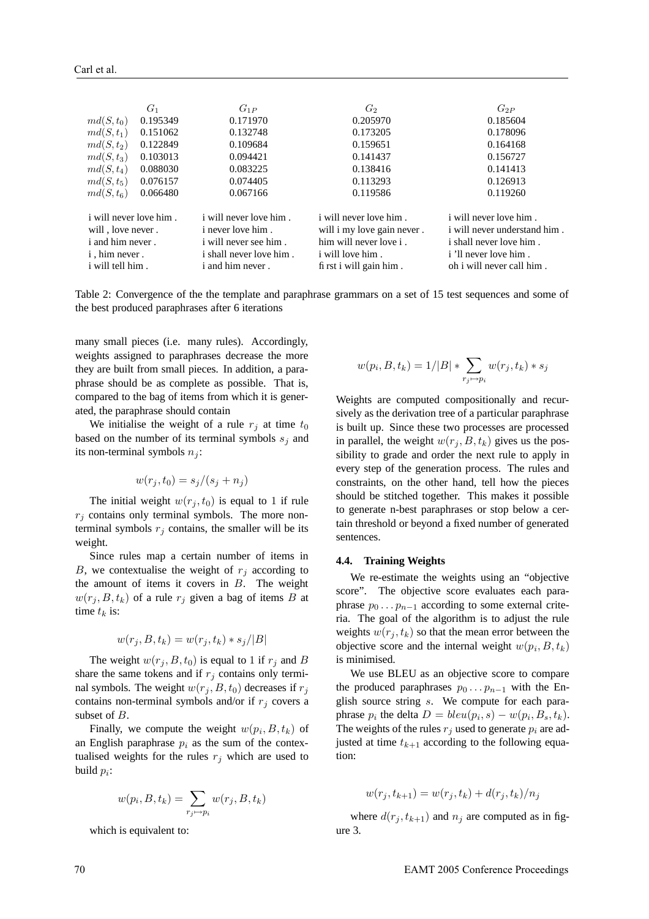|  | $G_1$ | $G_{1P}$ | $G_2$ | $G_{2P}$ |
|---|---|---|---|---|
| $md(S, t_0)$ | 0.195349 | 0.171970 | 0.205970 | 0.185604 |
| $md(S, t_1)$ | 0.151062 | 0.132748 | 0.173205 | 0.178096 |
| $md(S, t_2)$ | 0.122849 | 0.109684 | 0.159651 | 0.164168 |
| $md(S, t_3)$ | 0.103013 | 0.094421 | 0.141437 | 0.156727 |
| $md(S, t_4)$ | 0.088030 | 0.083225 | 0.138416 | 0.141413 |
| $md(S, t_5)$ | 0.076157 | 0.074405 | 0.113293 | 0.126913 |
| $md(S, t_6)$ | 0.066480 | 0.067166 | 0.119586 | 0.119260 |
| i will never love him . | | i will never love him . | i will never love him . | i will never love him . |
| will , love never . | | i never love him . | will i my love gain never . | i will never understand him . |
| i and him never . | | i will never see him . | him will never love i . | i shall never love him . |
| i , him never . | | i shall never love him . | i will love him . | i 'll never love him . |
| i will tell him . | | i and him never . | first i will gain him . | oh i will never call him . |

Table 2: Convergence of the the template and paraphrase grammars on a set of 15 test sequences and some of the best produced paraphrases after 6 iterations

many small pieces (i.e. many rules). Accordingly, weights assigned to paraphrases decrease the more they are built from small pieces. In addition, a paraphrase should be as complete as possible. That is, compared to the bag of items from which it is generated, the paraphrase should contain

We initialise the weight of a rule $r_j$ at time $t_0$ based on the number of its terminal symbols $s_j$ and its non-terminal symbols $n_j$:

$$w(r_j, t_0) = s_j/(s_j + n_j)$$

The initial weight $w(r_j, t_0)$ is equal to 1 if rule $r_j$ contains only terminal symbols. The more non-terminal symbols $r_j$ contains, the smaller will be its weight.

Since rules map a certain number of items in $B$, we contextualise the weight of $r_j$ according to the amount of items it covers in $B$. The weight $w(r_j, B, t_k)$ of a rule $r_j$ given a bag of items $B$ at time $t_k$ is:

$$w(r_j, B, t_k) = w(r_j, t_k) * s_j/|B|$$

The weight $w(r_j, B, t_0)$ is equal to 1 if $r_j$ and $B$ share the same tokens and if $r_j$ contains only terminal symbols. The weight $w(r_j, B, t_0)$ decreases if $r_j$ contains non-terminal symbols and/or if $r_j$ covers a subset of $B$.

Finally, we compute the weight $w(p_i, B, t_k)$ of an English paraphrase $p_i$ as the sum of the contextualised weights for the rules $r_j$ which are used to build $p_i$:

$$w(p_i, B, t_k) = \sum_{r_j \mapsto p_i} w(r_j, B, t_k)$$

which is equivalent to:

$$w(p_i, B, t_k) = 1/|B| * \sum_{r_j \mapsto p_i} w(r_j, t_k) * s_j$$

Weights are computed compositionally and recursively as the derivation tree of a particular paraphrase is built up. Since these two processes are processed in parallel, the weight $w(r_j, B, t_k)$ gives us the possibility to grade and order the next rule to apply in every step of the generation process. The rules and constraints, on the other hand, tell how the pieces should be stitched together. This makes it possible to generate n-best paraphrases or stop below a certain threshold or beyond a fixed number of generated sentences.

### 4.4. Training Weights

We re-estimate the weights using an "objective score". The objective score evaluates each paraphrase $p_0 \dots p_{n-1}$ according to some external criteria. The goal of the algorithm is to adjust the rule weights $w(r_j, t_k)$ so that the mean error between the objective score and the internal weight $w(p_i, B, t_k)$ is minimised.

We use BLEU as an objective score to compare the produced paraphrases $p_0 \dots p_{n-1}$ with the English source string $s$. We compute for each paraphrase $p_i$ the delta $D = bleu(p_i, s) - w(p_i, B_s, t_k)$. The weights of the rules $r_j$ used to generate $p_i$ are adjusted at time $t_{k+1}$ according to the following equation:

$$w(r_j, t_{k+1}) = w(r_j, t_k) + d(r_j, t_k)/n_j$$

where $d(r_j, t_{k+1})$ and $n_j$ are computed as in figure 3.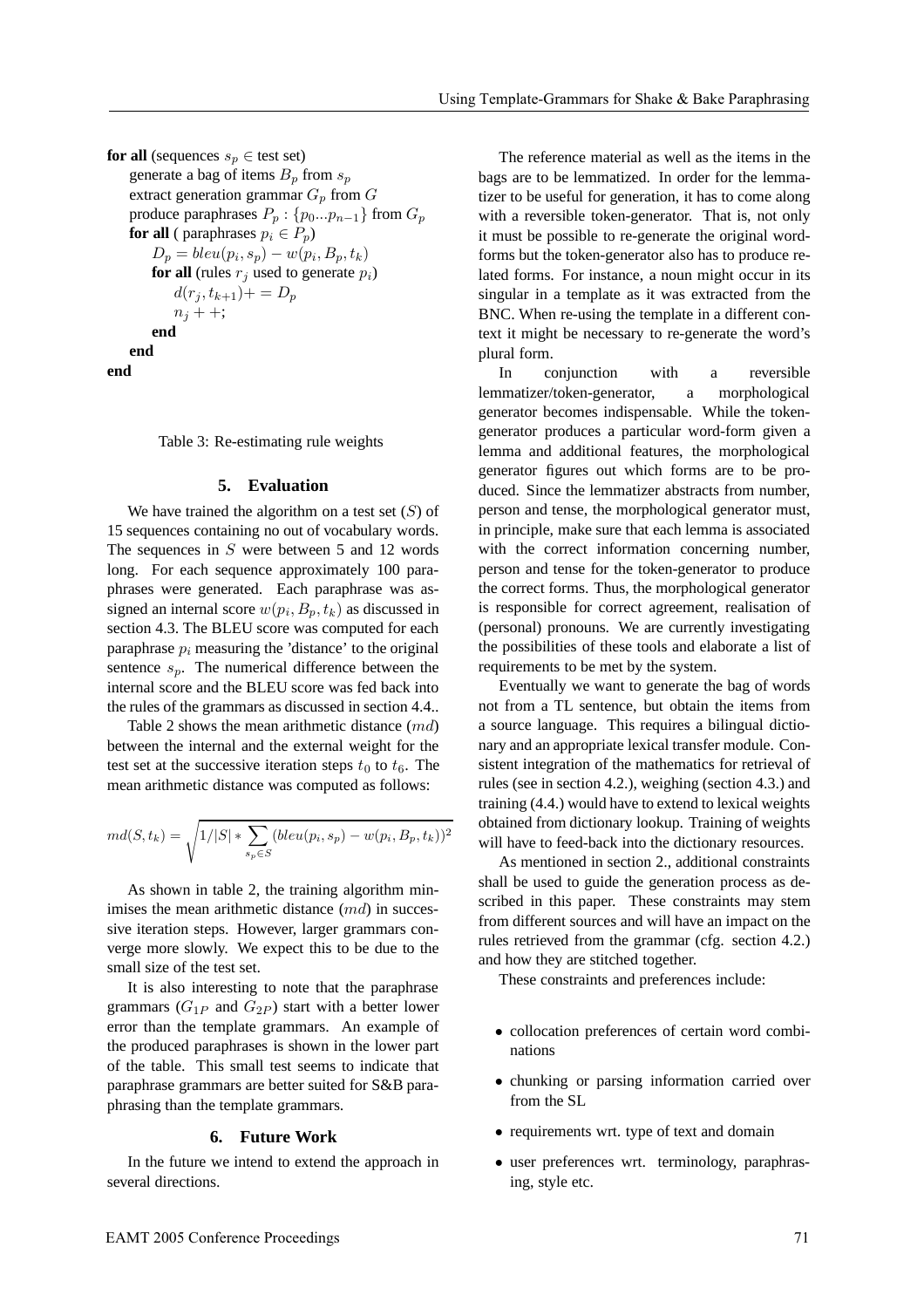```
for all (sequences s_p ∈ test set)
    generate a bag of items B_p from s_p
    extract generation grammar G_p from G
    produce paraphrases P_p : {p_0...p_{n-1}} from G_p
    for all ( paraphrases p_i ∈ P_p)
        D_p = bleu(p_i, s_p) − w(p_i, B_p, t_k)
        for all (rules r_j used to generate p_i)
            d(r_j, t_{k+1})+ = D_p
            n_j + +;
        end
    end
end
```

Table 3: Re-estimating rule weights

## 5. Evaluation

We have trained the algorithm on a test set ($S$) of 15 sequences containing no out of vocabulary words. The sequences in $S$ were between 5 and 12 words long. For each sequence approximately 100 paraphrases were generated. Each paraphrase was assigned an internal score $w(p_i, B_p, t_k)$ as discussed in section 4.3. The BLEU score was computed for each paraphrase $p_i$ measuring the 'distance' to the original sentence $s_p$. The numerical difference between the internal score and the BLEU score was fed back into the rules of the grammars as discussed in section 4.4..

Table 2 shows the mean arithmetic distance ($md$) between the internal and the external weight for the test set at the successive iteration steps $t_0$ to $t_6$. The mean arithmetic distance was computed as follows:

$$md(S, t_k) = \sqrt{1/|S| * \sum_{s_p \in S} (bleu(p_i, s_p) - w(p_i, B_p, t_k))^2}$$

As shown in table 2, the training algorithm minimises the mean arithmetic distance ($md$) in successive iteration steps. However, larger grammars converge more slowly. We expect this to be due to the small size of the test set.

It is also interesting to note that the paraphrase grammars ($G_{1P}$ and $G_{2P}$) start with a better lower error than the template grammars. An example of the produced paraphrases is shown in the lower part of the table. This small test seems to indicate that paraphrase grammars are better suited for S&B paraphrasing than the template grammars.

## 6. Future Work

In the future we intend to extend the approach in several directions.

The reference material as well as the items in the bags are to be lemmatized. In order for the lemmatizer to be useful for generation, it has to come along with a reversible token-generator. That is, not only it must be possible to re-generate the original wordforms but the token-generator also has to produce related forms. For instance, a noun might occur in its singular in a template as it was extracted from the BNC. When re-using the template in a different context it might be necessary to re-generate the word's plural form.

In conjunction with a reversible lemmatizer/token-generator, a morphological generator becomes indispensable. While the token-generator produces a particular word-form given a lemma and additional features, the morphological generator figures out which forms are to be produced. Since the lemmatizer abstracts from number, person and tense, the morphological generator must, in principle, make sure that each lemma is associated with the correct information concerning number, person and tense for the token-generator to produce the correct forms. Thus, the morphological generator is responsible for correct agreement, realisation of (personal) pronouns. We are currently investigating the possibilities of these tools and elaborate a list of requirements to be met by the system.

Eventually we want to generate the bag of words not from a TL sentence, but obtain the items from a source language. This requires a bilingual dictionary and an appropriate lexical transfer module. Consistent integration of the mathematics for retrieval of rules (see in section 4.2.), weighing (section 4.3.) and training (4.4.) would have to extend to lexical weights obtained from dictionary lookup. Training of weights will have to feed-back into the dictionary resources.

As mentioned in section 2., additional constraints shall be used to guide the generation process as described in this paper. These constraints may stem from different sources and will have an impact on the rules retrieved from the grammar (cfg. section 4.2.) and how they are stitched together.

These constraints and preferences include:

- collocation preferences of certain word combinations
- chunking or parsing information carried over from the SL
- requirements wrt. type of text and domain
- user preferences wrt. terminology, paraphrasing, style etc.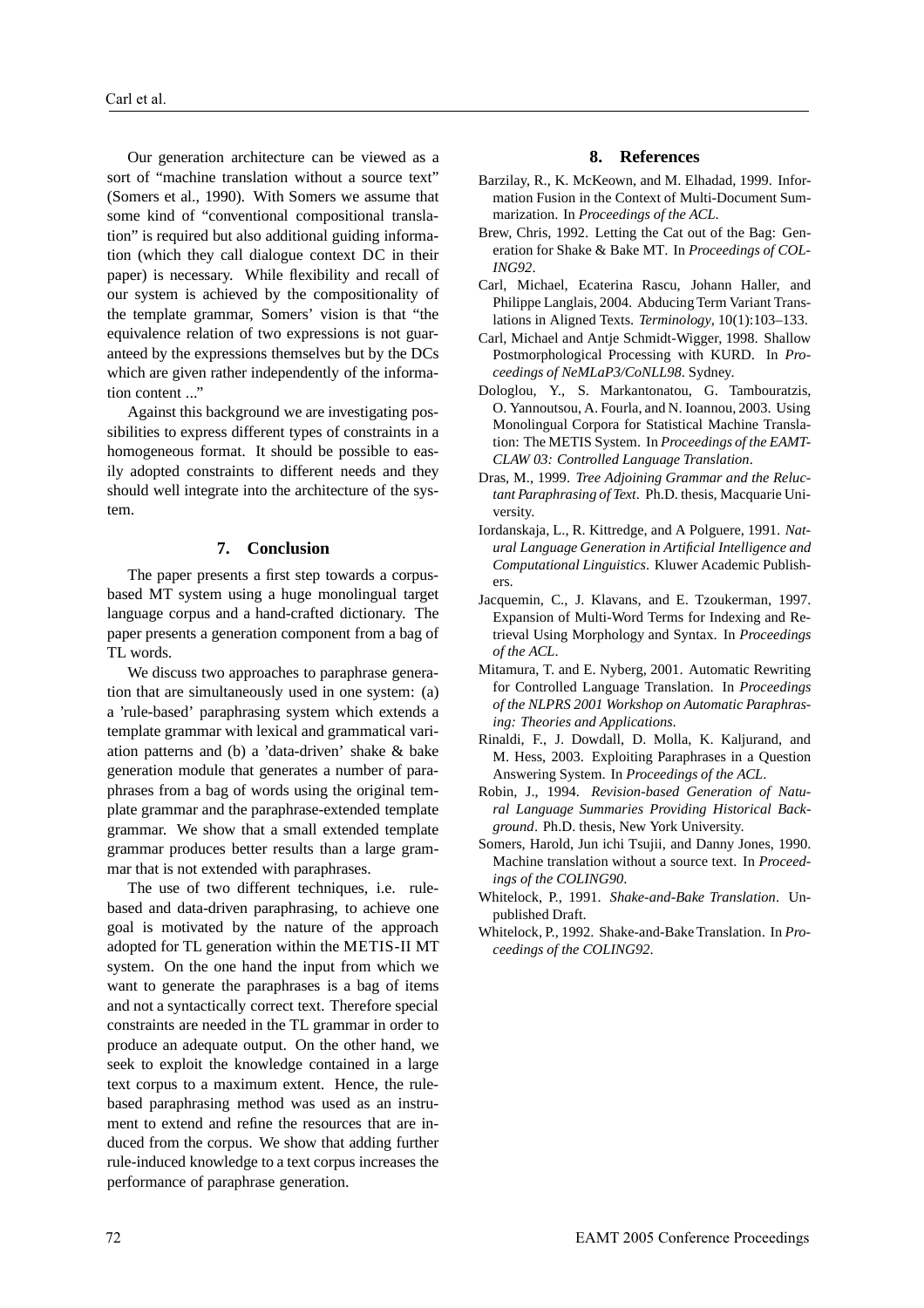Our generation architecture can be viewed as a sort of "machine translation without a source text" (Somers et al., 1990). With Somers we assume that some kind of "conventional compositional translation" is required but also additional guiding information (which they call dialogue context DC in their paper) is necessary. While flexibility and recall of our system is achieved by the compositionality of the template grammar, Somers' vision is that "the equivalence relation of two expressions is not guaranteed by the expressions themselves but by the DCs which are given rather independently of the information content ..."

Against this background we are investigating possibilities to express different types of constraints in a homogeneous format. It should be possible to easily adopted constraints to different needs and they should well integrate into the architecture of the system.

## 7. Conclusion

The paper presents a first step towards a corpus-based MT system using a huge monolingual target language corpus and a hand-crafted dictionary. The paper presents a generation component from a bag of TL words.

We discuss two approaches to paraphrase generation that are simultaneously used in one system: (a) a 'rule-based' paraphrasing system which extends a template grammar with lexical and grammatical variation patterns and (b) a 'data-driven' shake & bake generation module that generates a number of paraphrases from a bag of words using the original template grammar and the paraphrase-extended template grammar. We show that a small extended template grammar produces better results than a large grammar that is not extended with paraphrases.

The use of two different techniques, i.e. rule-based and data-driven paraphrasing, to achieve one goal is motivated by the nature of the approach adopted for TL generation within the METIS-II MT system. On the one hand the input from which we want to generate the paraphrases is a bag of items and not a syntactically correct text. Therefore special constraints are needed in the TL grammar in order to produce an adequate output. On the other hand, we seek to exploit the knowledge contained in a large text corpus to a maximum extent. Hence, the rule-based paraphrasing method was used as an instrument to extend and refine the resources that are induced from the corpus. We show that adding further rule-induced knowledge to a text corpus increases the performance of paraphrase generation.

## 8. References

Barzilay, R., K. McKeown, and M. Elhadad, 1999. Information Fusion in the Context of Multi-Document Summarization. In *Proceedings of the ACL*.

Brew, Chris, 1992. Letting the Cat out of the Bag: Generation for Shake & Bake MT. In *Proceedings of COLING92*.

Carl, Michael, Ecaterina Rascu, Johann Haller, and Philippe Langlais, 2004. Abducing Term Variant Translations in Aligned Texts. *Terminology*, 10(1):103–133.

Carl, Michael and Antje Schmidt-Wigger, 1998. Shallow Postmorphological Processing with KURD. In *Proceedings of NeMLaP3/CoNLL98*. Sydney.

Dologlou, Y., S. Markantonatou, G. Tambouratzis, O. Yannoutsou, A. Fourla, and N. Ioannou, 2003. Using Monolingual Corpora for Statistical Machine Translation: The METIS System. In *Proceedings of the EAMT-CLAW 03: Controlled Language Translation*.

Dras, M., 1999. *Tree Adjoining Grammar and the Reluctant Paraphrasing of Text*. Ph.D. thesis, Macquarie University.

Iordanskaja, L., R. Kittredge, and A Polguere, 1991. *Natural Language Generation in Artificial Intelligence and Computational Linguistics*. Kluwer Academic Publishers.

Jacquemin, C., J. Klavans, and E. Tzoukerman, 1997. Expansion of Multi-Word Terms for Indexing and Retrieval Using Morphology and Syntax. In *Proceedings of the ACL*.

Mitamura, T. and E. Nyberg, 2001. Automatic Rewriting for Controlled Language Translation. In *Proceedings of the NLPRS 2001 Workshop on Automatic Paraphrasing: Theories and Applications*.

Rinaldi, F., J. Dowdall, D. Molla, K. Kaljurand, and M. Hess, 2003. Exploiting Paraphrases in a Question Answering System. In *Proceedings of the ACL*.

Robin, J., 1994. *Revision-based Generation of Natural Language Summaries Providing Historical Background*. Ph.D. thesis, New York University.

Somers, Harold, Jun ichi Tsujii, and Danny Jones, 1990. Machine translation without a source text. In *Proceedings of the COLING90*.

Whitelock, P., 1991. *Shake-and-Bake Translation*. Unpublished Draft.

Whitelock, P., 1992. Shake-and-Bake Translation. In *Proceedings of the COLING92*.